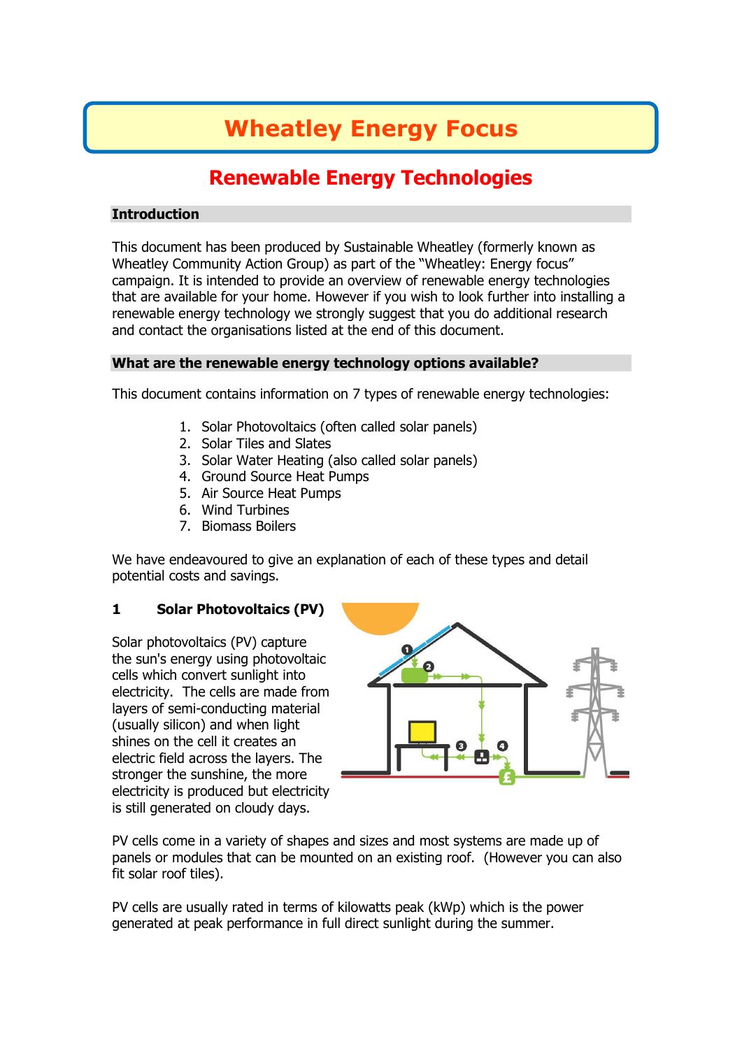# Wheatley Energy Focus

## Renewable Energy Technologies

### Introduction

This document has been produced by Sustainable Wheatley (formerly known as Wheatley Community Action Group) as part of the "Wheatley: Energy focus" campaign. It is intended to provide an overview of renewable energy technologies that are available for your home. However if you wish to look further into installing a renewable energy technology we strongly suggest that you do additional research and contact the organisations listed at the end of this document.

### What are the renewable energy technology options available?

This document contains information on 7 types of renewable energy technologies:

1. Solar Photovoltaics (often called solar panels)
2. Solar Tiles and Slates
3. Solar Water Heating (also called solar panels)
4. Ground Source Heat Pumps
5. Air Source Heat Pumps
6. Wind Turbines
7. Biomass Boilers

We have endeavoured to give an explanation of each of these types and detail potential costs and savings.

### 1 Solar Photovoltaics (PV)

Solar photovoltaics (PV) capture the sun's energy using photovoltaic cells which convert sunlight into electricity. The cells are made from layers of semi-conducting material (usually silicon) and when light shines on the cell it creates an electric field across the layers. The stronger the sunshine, the more electricity is produced but electricity is still generated on cloudy days.

PV cells come in a variety of shapes and sizes and most systems are made up of panels or modules that can be mounted on an existing roof. (However you can also fit solar roof tiles).

PV cells are usually rated in terms of kilowatts peak (kWp) which is the power generated at peak performance in full direct sunlight during the summer.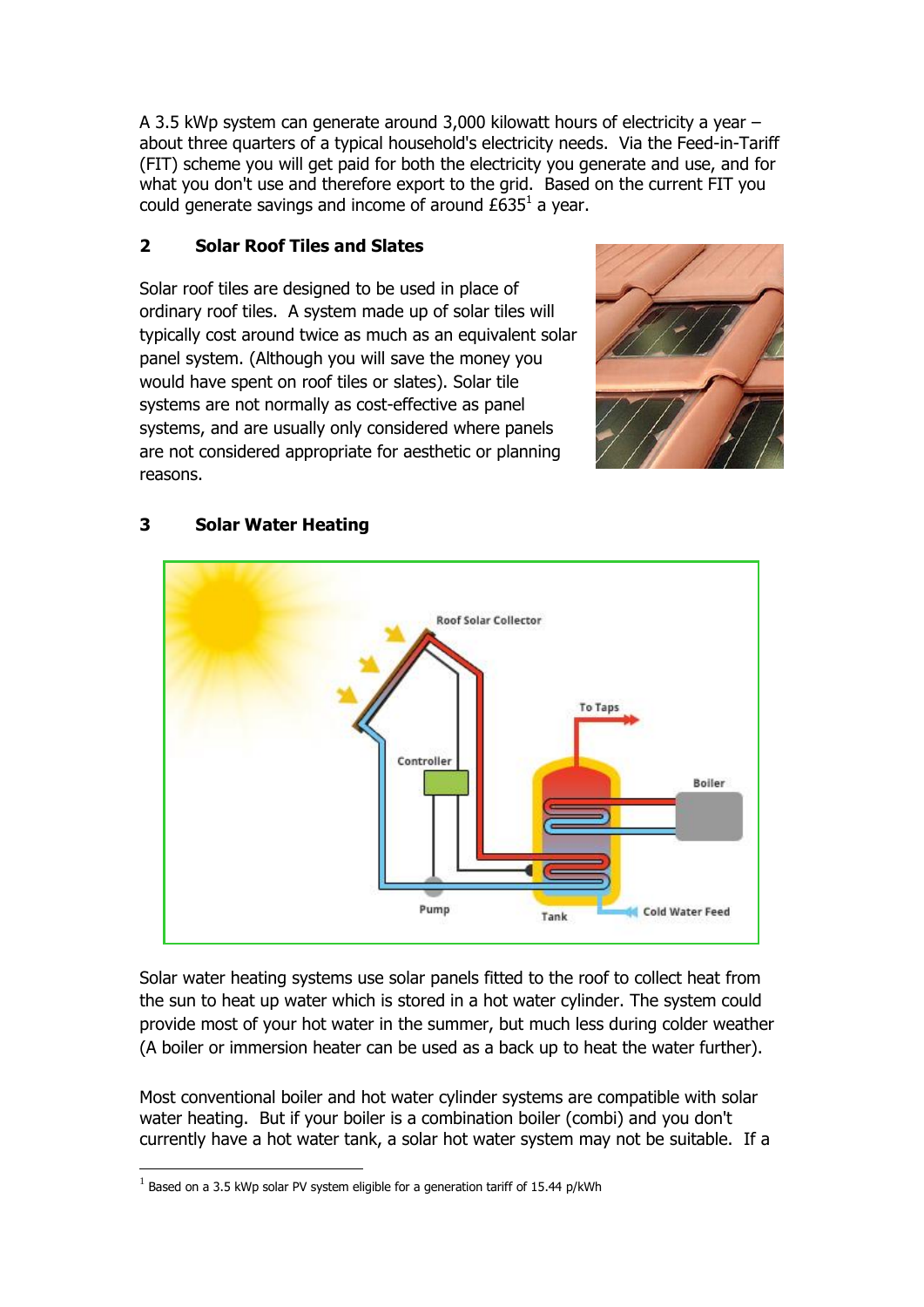A 3.5 kWp system can generate around 3,000 kilowatt hours of electricity a year – about three quarters of a typical household's electricity needs. Via the Feed-in-Tariff (FIT) scheme you will get paid for both the electricity you generate and use, and for what you don't use and therefore export to the grid. Based on the current FIT you could generate savings and income of around £635[1] a year.

## 2 Solar Roof Tiles and Slates

Solar roof tiles are designed to be used in place of ordinary roof tiles. A system made up of solar tiles will typically cost around twice as much as an equivalent solar panel system. (Although you will save the money you would have spent on roof tiles or slates). Solar tile systems are not normally as cost-effective as panel systems, and are usually only considered where panels are not considered appropriate for aesthetic or planning reasons.

## 3 Solar Water Heating

Solar water heating systems use solar panels fitted to the roof to collect heat from the sun to heat up water which is stored in a hot water cylinder. The system could provide most of your hot water in the summer, but much less during colder weather (A boiler or immersion heater can be used as a back up to heat the water further).

Most conventional boiler and hot water cylinder systems are compatible with solar water heating. But if your boiler is a combination boiler (combi) and you don't currently have a hot water tank, a solar hot water system may not be suitable. If a

[1] Based on a 3.5 kWp solar PV system eligible for a generation tariff of 15.44 p/kWh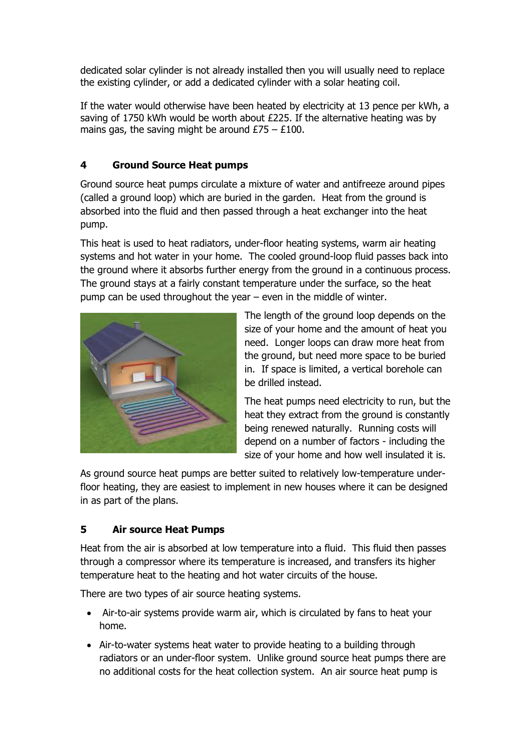dedicated solar cylinder is not already installed then you will usually need to replace the existing cylinder, or add a dedicated cylinder with a solar heating coil.

If the water would otherwise have been heated by electricity at 13 pence per kWh, a saving of 1750 kWh would be worth about £225. If the alternative heating was by mains gas, the saving might be around £75 – £100.

## 4 Ground Source Heat pumps

Ground source heat pumps circulate a mixture of water and antifreeze around pipes (called a ground loop) which are buried in the garden. Heat from the ground is absorbed into the fluid and then passed through a heat exchanger into the heat pump.

This heat is used to heat radiators, under-floor heating systems, warm air heating systems and hot water in your home. The cooled ground-loop fluid passes back into the ground where it absorbs further energy from the ground in a continuous process. The ground stays at a fairly constant temperature under the surface, so the heat pump can be used throughout the year – even in the middle of winter.

The length of the ground loop depends on the size of your home and the amount of heat you need. Longer loops can draw more heat from the ground, but need more space to be buried in. If space is limited, a vertical borehole can be drilled instead.

The heat pumps need electricity to run, but the heat they extract from the ground is constantly being renewed naturally. Running costs will depend on a number of factors - including the size of your home and how well insulated it is.

As ground source heat pumps are better suited to relatively low-temperature under-floor heating, they are easiest to implement in new houses where it can be designed in as part of the plans.

## 5 Air source Heat Pumps

Heat from the air is absorbed at low temperature into a fluid. This fluid then passes through a compressor where its temperature is increased, and transfers its higher temperature heat to the heating and hot water circuits of the house.

There are two types of air source heating systems.

- Air-to-air systems provide warm air, which is circulated by fans to heat your home.
- Air-to-water systems heat water to provide heating to a building through radiators or an under-floor system. Unlike ground source heat pumps there are no additional costs for the heat collection system. An air source heat pump is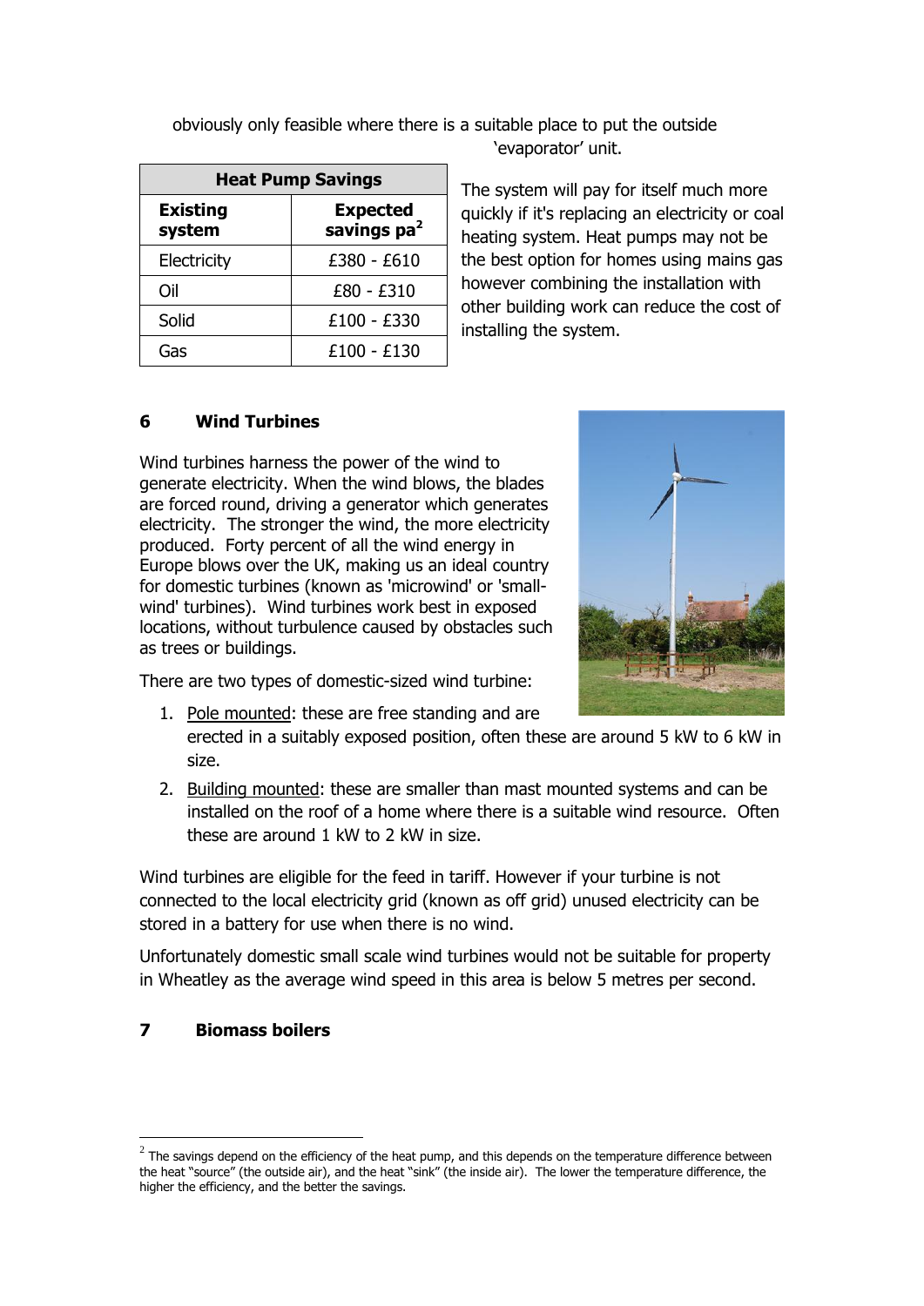obviously only feasible where there is a suitable place to put the outside 'evaporator' unit.

| Heat Pump Savings | |
|---|---|
| **Existing system** | **Expected savings pa[2]** |
| Electricity | £380 - £610 |
| Oil | £80 - £310 |
| Solid | £100 - £330 |
| Gas | £100 - £130 |

The system will pay for itself much more quickly if it's replacing an electricity or coal heating system. Heat pumps may not be the best option for homes using mains gas however combining the installation with other building work can reduce the cost of installing the system.

## 6 Wind Turbines

Wind turbines harness the power of the wind to generate electricity. When the wind blows, the blades are forced round, driving a generator which generates electricity. The stronger the wind, the more electricity produced. Forty percent of all the wind energy in Europe blows over the UK, making us an ideal country for domestic turbines (known as 'microwind' or 'small-wind' turbines). Wind turbines work best in exposed locations, without turbulence caused by obstacles such as trees or buildings.

There are two types of domestic-sized wind turbine:

1. Pole mounted: these are free standing and are erected in a suitably exposed position, often these are around 5 kW to 6 kW in size.
2. Building mounted: these are smaller than mast mounted systems and can be installed on the roof of a home where there is a suitable wind resource. Often these are around 1 kW to 2 kW in size.

Wind turbines are eligible for the feed in tariff. However if your turbine is not connected to the local electricity grid (known as off grid) unused electricity can be stored in a battery for use when there is no wind.

Unfortunately domestic small scale wind turbines would not be suitable for property in Wheatley as the average wind speed in this area is below 5 metres per second.

## 7 Biomass boilers

[2] The savings depend on the efficiency of the heat pump, and this depends on the temperature difference between the heat "source" (the outside air), and the heat "sink" (the inside air). The lower the temperature difference, the higher the efficiency, and the better the savings.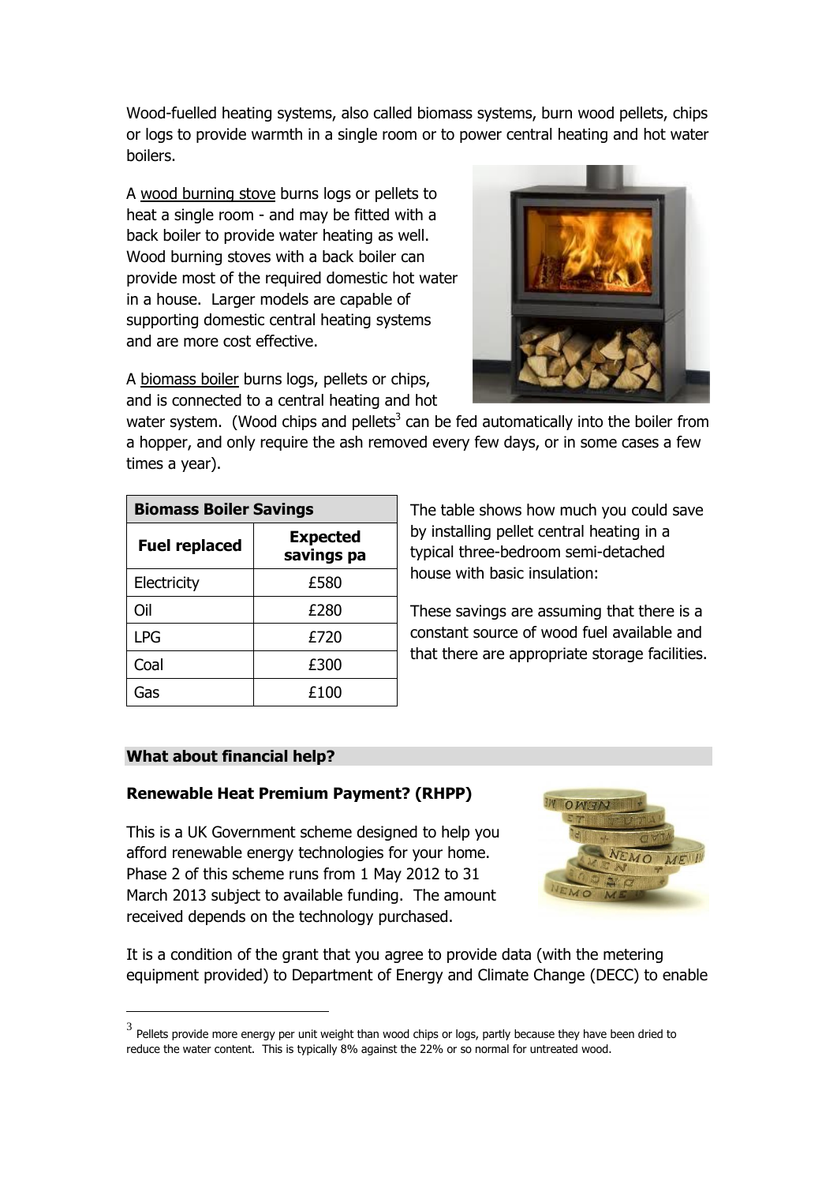Wood-fuelled heating systems, also called biomass systems, burn wood pellets, chips or logs to provide warmth in a single room or to power central heating and hot water boilers.

A wood burning stove burns logs or pellets to heat a single room - and may be fitted with a back boiler to provide water heating as well. Wood burning stoves with a back boiler can provide most of the required domestic hot water in a house. Larger models are capable of supporting domestic central heating systems and are more cost effective.

A biomass boiler burns logs, pellets or chips, and is connected to a central heating and hot water system. (Wood chips and pellets[3] can be fed automatically into the boiler from a hopper, and only require the ash removed every few days, or in some cases a few times a year).

| **Biomass Boiler Savings** | |
|---|---|
| **Fuel replaced** | **Expected savings pa** |
| Electricity | £580 |
| Oil | £280 |
| LPG | £720 |
| Coal | £300 |
| Gas | £100 |

The table shows how much you could save by installing pellet central heating in a typical three-bedroom semi-detached house with basic insulation:

These savings are assuming that there is a constant source of wood fuel available and that there are appropriate storage facilities.

## What about financial help?

### Renewable Heat Premium Payment? (RHPP)

This is a UK Government scheme designed to help you afford renewable energy technologies for your home. Phase 2 of this scheme runs from 1 May 2012 to 31 March 2013 subject to available funding. The amount received depends on the technology purchased.

It is a condition of the grant that you agree to provide data (with the metering equipment provided) to Department of Energy and Climate Change (DECC) to enable

[3] Pellets provide more energy per unit weight than wood chips or logs, partly because they have been dried to reduce the water content. This is typically 8% against the 22% or so normal for untreated wood.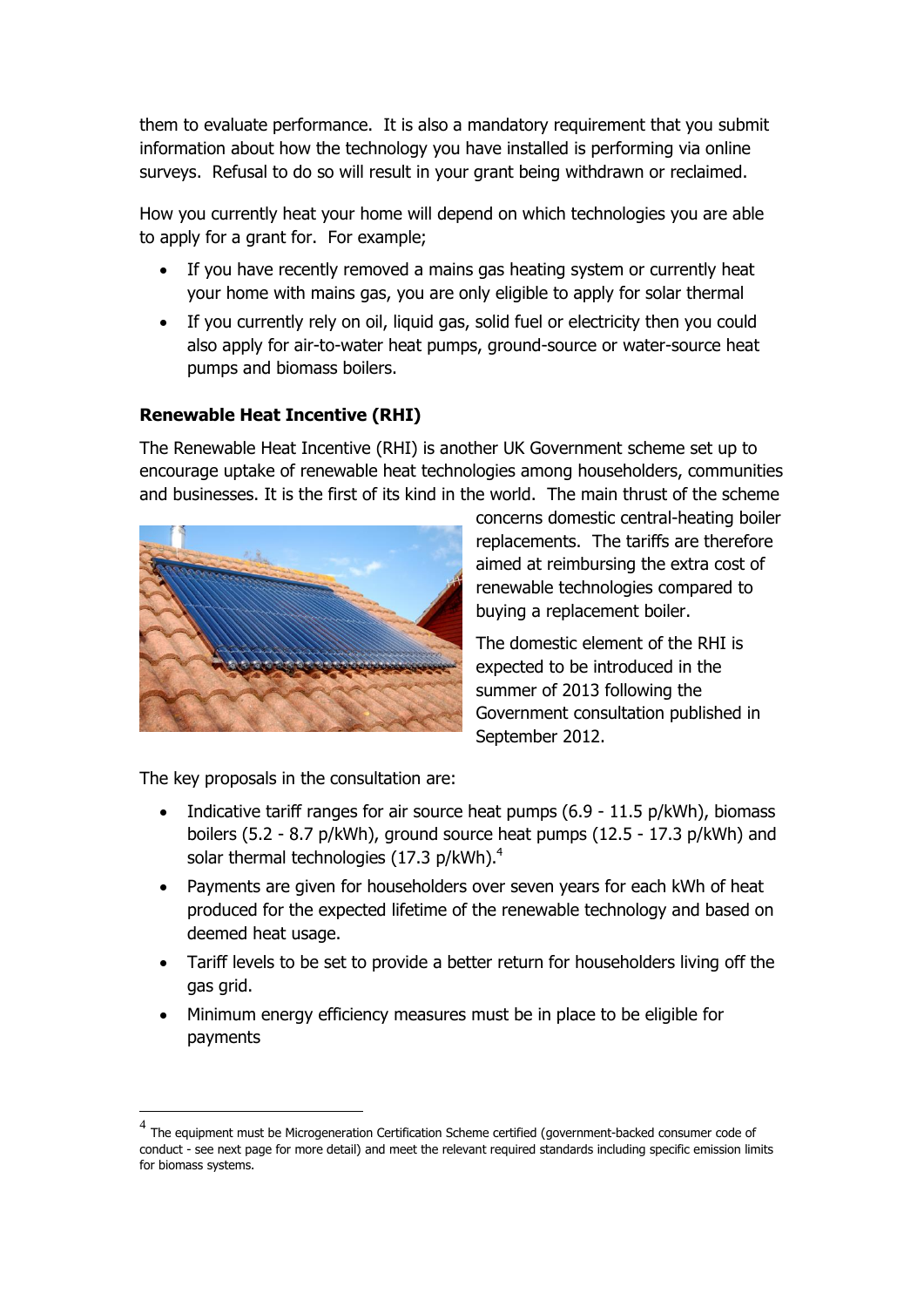them to evaluate performance. It is also a mandatory requirement that you submit information about how the technology you have installed is performing via online surveys. Refusal to do so will result in your grant being withdrawn or reclaimed.

How you currently heat your home will depend on which technologies you are able to apply for a grant for. For example;

- If you have recently removed a mains gas heating system or currently heat your home with mains gas, you are only eligible to apply for solar thermal
- If you currently rely on oil, liquid gas, solid fuel or electricity then you could also apply for air-to-water heat pumps, ground-source or water-source heat pumps and biomass boilers.

**Renewable Heat Incentive (RHI)**

The Renewable Heat Incentive (RHI) is another UK Government scheme set up to encourage uptake of renewable heat technologies among householders, communities and businesses. It is the first of its kind in the world. The main thrust of the scheme concerns domestic central-heating boiler replacements. The tariffs are therefore aimed at reimbursing the extra cost of renewable technologies compared to buying a replacement boiler.

The domestic element of the RHI is expected to be introduced in the summer of 2013 following the Government consultation published in September 2012.

The key proposals in the consultation are:

- Indicative tariff ranges for air source heat pumps (6.9 - 11.5 p/kWh), biomass boilers (5.2 - 8.7 p/kWh), ground source heat pumps (12.5 - 17.3 p/kWh) and solar thermal technologies (17.3 p/kWh).[4]
- Payments are given for householders over seven years for each kWh of heat produced for the expected lifetime of the renewable technology and based on deemed heat usage.
- Tariff levels to be set to provide a better return for householders living off the gas grid.
- Minimum energy efficiency measures must be in place to be eligible for payments

[4] The equipment must be Microgeneration Certification Scheme certified (government-backed consumer code of conduct - see next page for more detail) and meet the relevant required standards including specific emission limits for biomass systems.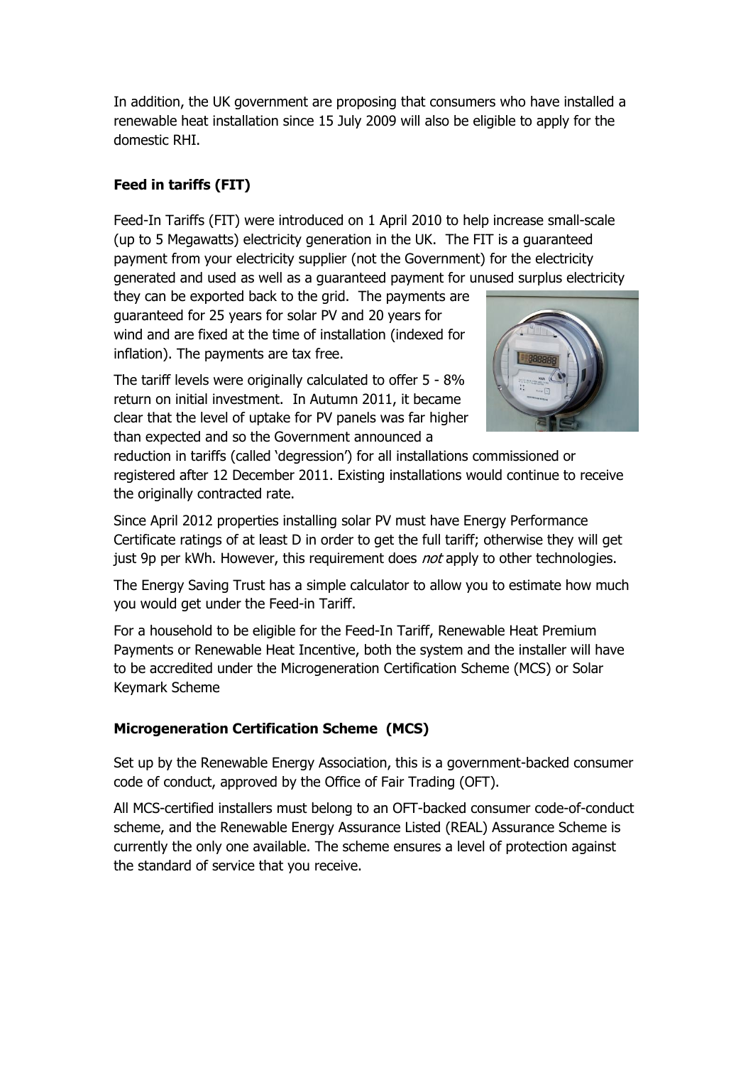In addition, the UK government are proposing that consumers who have installed a renewable heat installation since 15 July 2009 will also be eligible to apply for the domestic RHI.

### Feed in tariffs (FIT)

Feed-In Tariffs (FIT) were introduced on 1 April 2010 to help increase small-scale (up to 5 Megawatts) electricity generation in the UK. The FIT is a guaranteed payment from your electricity supplier (not the Government) for the electricity generated and used as well as a guaranteed payment for unused surplus electricity they can be exported back to the grid. The payments are guaranteed for 25 years for solar PV and 20 years for wind and are fixed at the time of installation (indexed for inflation). The payments are tax free.

The tariff levels were originally calculated to offer 5 - 8% return on initial investment. In Autumn 2011, it became clear that the level of uptake for PV panels was far higher than expected and so the Government announced a reduction in tariffs (called 'degression') for all installations commissioned or registered after 12 December 2011. Existing installations would continue to receive the originally contracted rate.

Since April 2012 properties installing solar PV must have Energy Performance Certificate ratings of at least D in order to get the full tariff; otherwise they will get just 9p per kWh. However, this requirement does *not* apply to other technologies.

The Energy Saving Trust has a simple calculator to allow you to estimate how much you would get under the Feed-in Tariff.

For a household to be eligible for the Feed-In Tariff, Renewable Heat Premium Payments or Renewable Heat Incentive, both the system and the installer will have to be accredited under the Microgeneration Certification Scheme (MCS) or Solar Keymark Scheme

### Microgeneration Certification Scheme (MCS)

Set up by the Renewable Energy Association, this is a government-backed consumer code of conduct, approved by the Office of Fair Trading (OFT).

All MCS-certified installers must belong to an OFT-backed consumer code-of-conduct scheme, and the Renewable Energy Assurance Listed (REAL) Assurance Scheme is currently the only one available. The scheme ensures a level of protection against the standard of service that you receive.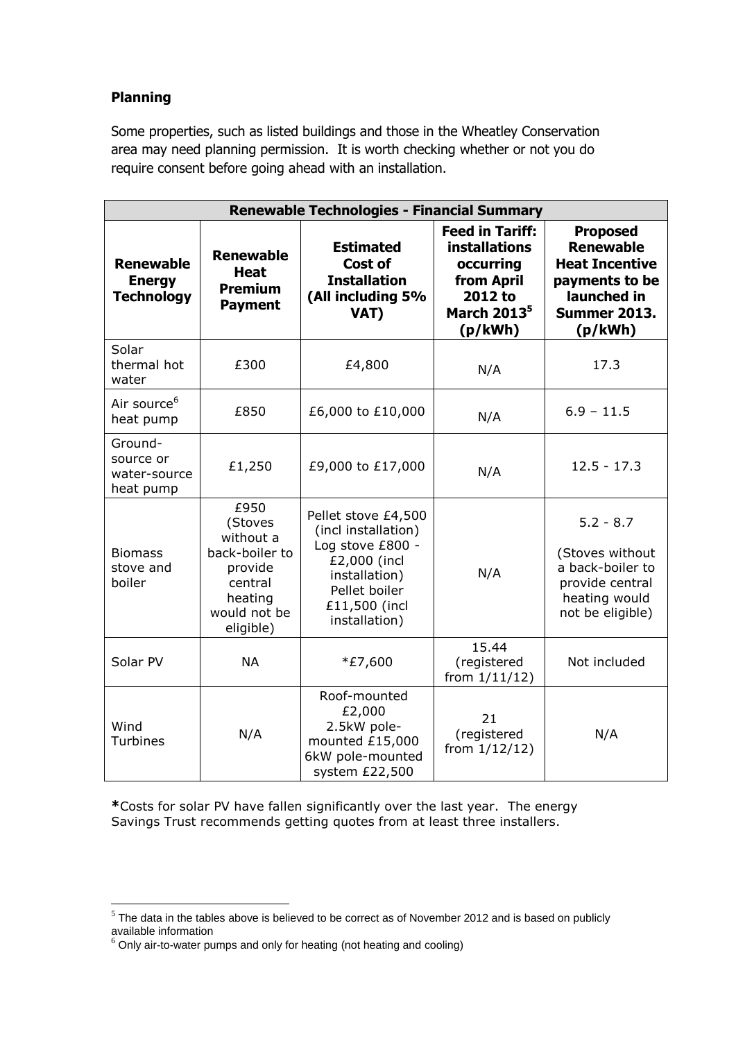**Planning**

Some properties, such as listed buildings and those in the Wheatley Conservation area may need planning permission. It is worth checking whether or not you do require consent before going ahead with an installation.

| **Renewable Technologies - Financial Summary** | | | | |
|---|---|---|---|---|
| **Renewable Energy Technology** | **Renewable Heat Premium Payment** | **Estimated Cost of Installation (All including 5% VAT)** | **Feed in Tariff: installations occurring from April 2012 to March 2013[5] (p/kWh)** | **Proposed Renewable Heat Incentive payments to be launched in Summer 2013. (p/kWh)** |
| Solar thermal hot water | £300 | £4,800 | N/A | 17.3 |
| Air source[6] heat pump | £850 | £6,000 to £10,000 | N/A | 6.9 – 11.5 |
| Ground-source or water-source heat pump | £1,250 | £9,000 to £17,000 | N/A | 12.5 - 17.3 |
| Biomass stove and boiler | £950 (Stoves without a back-boiler to provide central heating would not be eligible) | Pellet stove £4,500 (incl installation) Log stove £800 - £2,000 (incl installation) Pellet boiler £11,500 (incl installation) | N/A | 5.2 - 8.7 (Stoves without a back-boiler to provide central heating would not be eligible) |
| Solar PV | NA | *£7,600 | 15.44 (registered from 1/11/12) | Not included |
| Wind Turbines | N/A | Roof-mounted £2,000 2.5kW pole-mounted £15,000 6kW pole-mounted system £22,500 | 21 (registered from 1/12/12) | N/A |

**\***Costs for solar PV have fallen significantly over the last year. The energy Savings Trust recommends getting quotes from at least three installers.

[5] The data in the tables above is believed to be correct as of November 2012 and is based on publicly available information

[6] Only air-to-water pumps and only for heating (not heating and cooling)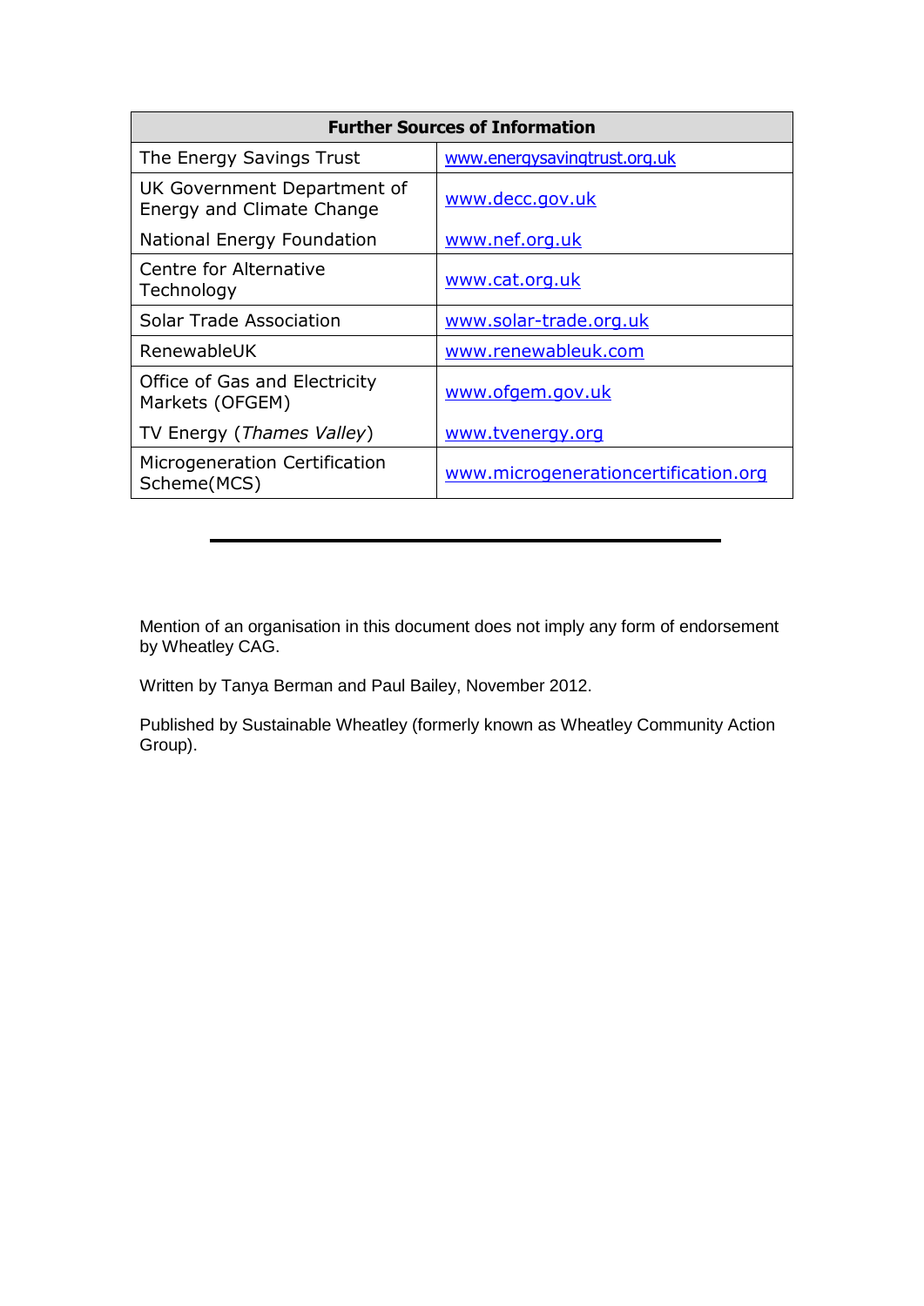| Further Sources of Information | |
|---|---|
| The Energy Savings Trust | www.energysavingtrust.org.uk |
| UK Government Department of Energy and Climate Change | www.decc.gov.uk |
| National Energy Foundation | www.nef.org.uk |
| Centre for Alternative Technology | www.cat.org.uk |
| Solar Trade Association | www.solar-trade.org.uk |
| RenewableUK | www.renewableuk.com |
| Office of Gas and Electricity Markets (OFGEM) | www.ofgem.gov.uk |
| TV Energy (*Thames Valley*) | www.tvenergy.org |
| Microgeneration Certification Scheme(MCS) | www.microgenerationcertification.org |

---

Mention of an organisation in this document does not imply any form of endorsement by Wheatley CAG.

Written by Tanya Berman and Paul Bailey, November 2012.

Published by Sustainable Wheatley (formerly known as Wheatley Community Action Group).